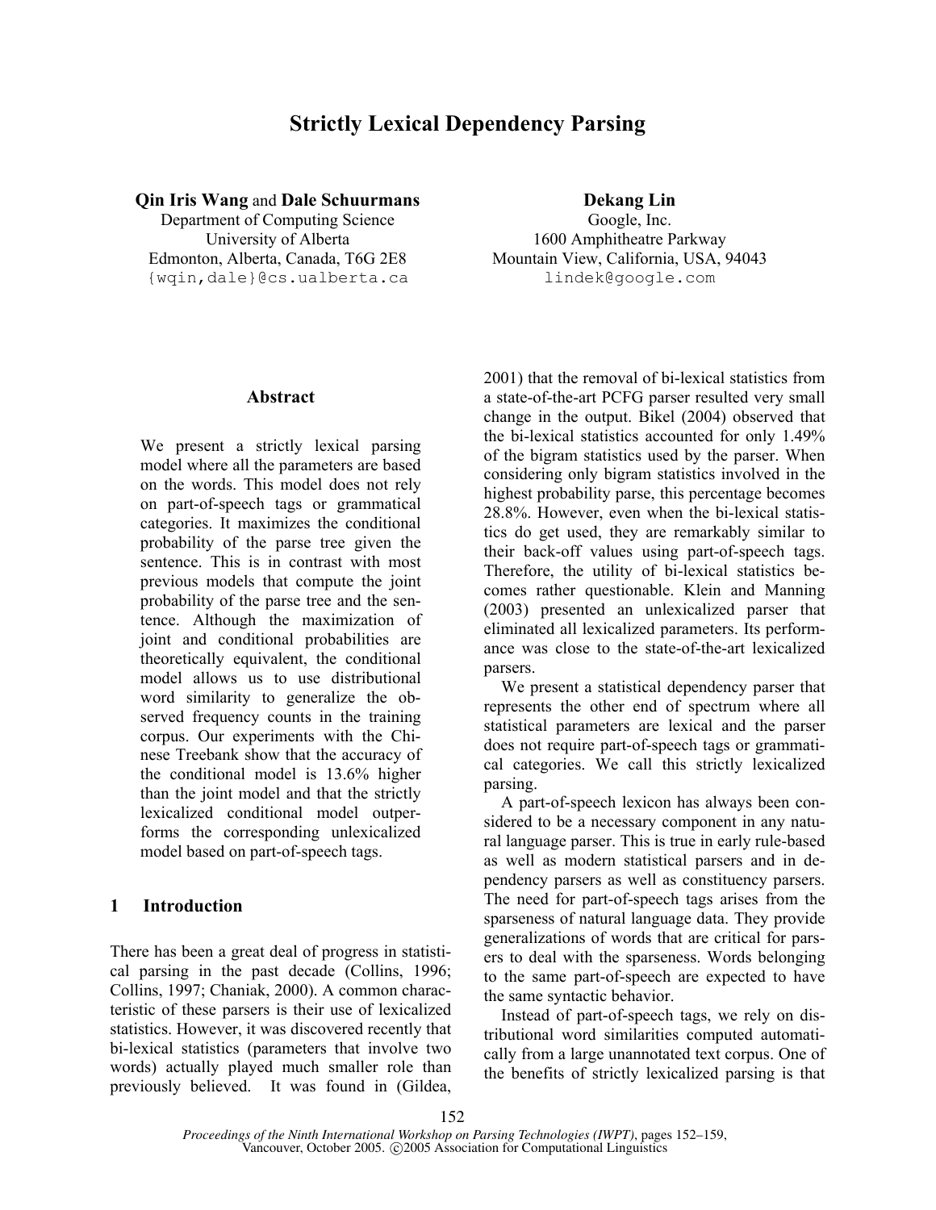# Strictly Lexical Dependency Parsing

**Qin Iris Wang** and **Dale Schuurmans**
Department of Computing Science
University of Alberta
Edmonton, Alberta, Canada, T6G 2E8
{wqin,dale}@cs.ualberta.ca

**Dekang Lin**
Google, Inc.
1600 Amphitheatre Parkway
Mountain View, California, USA, 94043
lindek@google.com

## Abstract

We present a strictly lexical parsing model where all the parameters are based on the words. This model does not rely on part-of-speech tags or grammatical categories. It maximizes the conditional probability of the parse tree given the sentence. This is in contrast with most previous models that compute the joint probability of the parse tree and the sentence. Although the maximization of joint and conditional probabilities are theoretically equivalent, the conditional model allows us to use distributional word similarity to generalize the observed frequency counts in the training corpus. Our experiments with the Chinese Treebank show that the accuracy of the conditional model is 13.6% higher than the joint model and that the strictly lexicalized conditional model outperforms the corresponding unlexicalized model based on part-of-speech tags.

## 1 Introduction

There has been a great deal of progress in statistical parsing in the past decade (Collins, 1996; Collins, 1997; Chaniak, 2000). A common characteristic of these parsers is their use of lexicalized statistics. However, it was discovered recently that bi-lexical statistics (parameters that involve two words) actually played much smaller role than previously believed. It was found in (Gildea, 2001) that the removal of bi-lexical statistics from a state-of-the-art PCFG parser resulted very small change in the output. Bikel (2004) observed that the bi-lexical statistics accounted for only 1.49% of the bigram statistics used by the parser. When considering only bigram statistics involved in the highest probability parse, this percentage becomes 28.8%. However, even when the bi-lexical statistics do get used, they are remarkably similar to their back-off values using part-of-speech tags. Therefore, the utility of bi-lexical statistics becomes rather questionable. Klein and Manning (2003) presented an unlexicalized parser that eliminated all lexicalized parameters. Its performance was close to the state-of-the-art lexicalized parsers.

We present a statistical dependency parser that represents the other end of spectrum where all statistical parameters are lexical and the parser does not require part-of-speech tags or grammatical categories. We call this strictly lexicalized parsing.

A part-of-speech lexicon has always been considered to be a necessary component in any natural language parser. This is true in early rule-based as well as modern statistical parsers and in dependency parsers as well as constituency parsers. The need for part-of-speech tags arises from the sparseness of natural language data. They provide generalizations of words that are critical for parsers to deal with the sparseness. Words belonging to the same part-of-speech are expected to have the same syntactic behavior.

Instead of part-of-speech tags, we rely on distributional word similarities computed automatically from a large unannotated text corpus. One of the benefits of strictly lexicalized parsing is that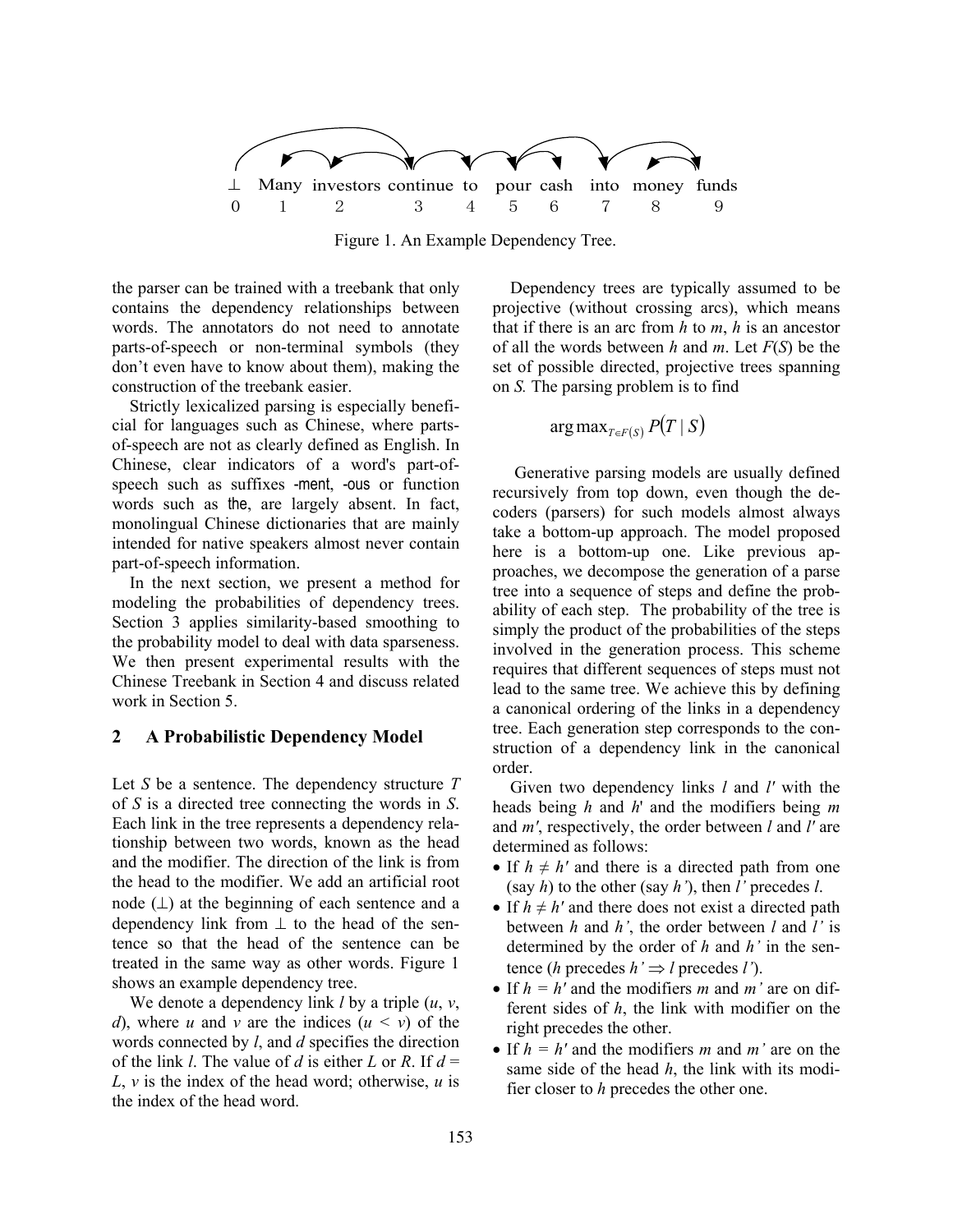⊥ Many investors continue to pour cash into money funds
0 1 2 3 4 5 6 7 8 9

Figure 1. An Example Dependency Tree.

the parser can be trained with a treebank that only contains the dependency relationships between words. The annotators do not need to annotate parts-of-speech or non-terminal symbols (they don't even have to know about them), making the construction of the treebank easier.

Strictly lexicalized parsing is especially beneficial for languages such as Chinese, where parts-of-speech are not as clearly defined as English. In Chinese, clear indicators of a word's part-of-speech such as suffixes -ment, -ous or function words such as the, are largely absent. In fact, monolingual Chinese dictionaries that are mainly intended for native speakers almost never contain part-of-speech information.

In the next section, we present a method for modeling the probabilities of dependency trees. Section 3 applies similarity-based smoothing to the probability model to deal with data sparseness. We then present experimental results with the Chinese Treebank in Section 4 and discuss related work in Section 5.

## 2 A Probabilistic Dependency Model

Let *S* be a sentence. The dependency structure *T* of *S* is a directed tree connecting the words in *S*. Each link in the tree represents a dependency relationship between two words, known as the head and the modifier. The direction of the link is from the head to the modifier. We add an artificial root node (⊥) at the beginning of each sentence and a dependency link from ⊥ to the head of the sentence so that the head of the sentence can be treated in the same way as other words. Figure 1 shows an example dependency tree.

We denote a dependency link *l* by a triple ($u$, $v$, $d$), where $u$ and $v$ are the indices ($u < v$) of the words connected by *l*, and *d* specifies the direction of the link *l*. The value of *d* is either *L* or *R*. If $d = L$, $v$ is the index of the head word; otherwise, $u$ is the index of the head word.

Dependency trees are typically assumed to be projective (without crossing arcs), which means that if there is an arc from *h* to *m*, *h* is an ancestor of all the words between *h* and *m*. Let $F(S)$ be the set of possible directed, projective trees spanning on *S*. The parsing problem is to find

$$\arg\max_{T \in F(S)} P(T \mid S)$$

Generative parsing models are usually defined recursively from top down, even though the decoders (parsers) for such models almost always take a bottom-up approach. The model proposed here is a bottom-up one. Like previous approaches, we decompose the generation of a parse tree into a sequence of steps and define the probability of each step. The probability of the tree is simply the product of the probabilities of the steps involved in the generation process. This scheme requires that different sequences of steps must not lead to the same tree. We achieve this by defining a canonical ordering of the links in a dependency tree. Each generation step corresponds to the construction of a dependency link in the canonical order.

Given two dependency links *l* and *l'* with the heads being *h* and *h'* and the modifiers being *m* and *m'*, respectively, the order between *l* and *l'* are determined as follows:

- If $h \neq h'$ and there is a directed path from one (say *h*) to the other (say *h'*), then *l'* precedes *l*.
- If $h \neq h'$ and there does not exist a directed path between *h* and *h'*, the order between *l* and *l'* is determined by the order of *h* and *h'* in the sentence (*h* precedes $h' \Rightarrow$ *l* precedes *l'*).
- If $h = h'$ and the modifiers *m* and *m'* are on different sides of *h*, the link with modifier on the right precedes the other.
- If $h = h'$ and the modifiers *m* and *m'* are on the same side of the head *h*, the link with its modifier closer to *h* precedes the other one.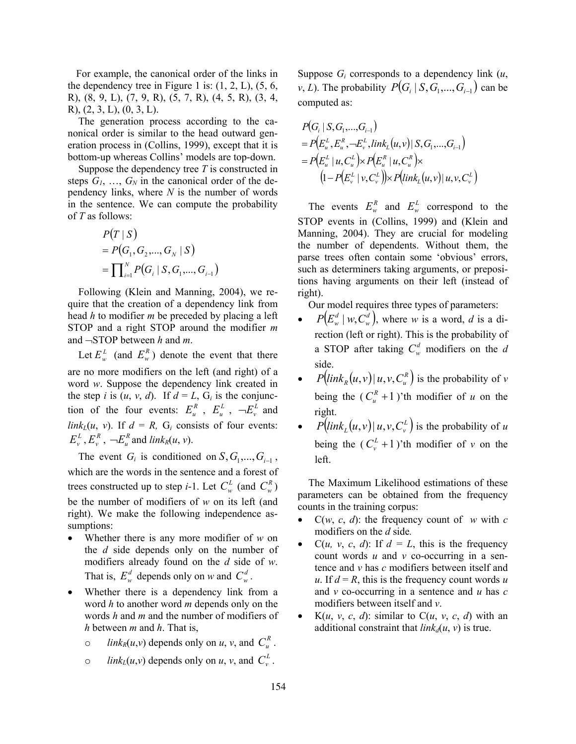For example, the canonical order of the links in the dependency tree in Figure 1 is: (1, 2, L), (5, 6, R), (8, 9, L), (7, 9, R), (5, 7, R), (4, 5, R), (3, 4, R), (2, 3, L), (0, 3, L).

The generation process according to the canonical order is similar to the head outward generation process in (Collins, 1999), except that it is bottom-up whereas Collins' models are top-down.

Suppose the dependency tree *T* is constructed in steps $G_1$, …, $G_N$ in the canonical order of the dependency links, where *N* is the number of words in the sentence. We can compute the probability of *T* as follows:

$$
\begin{aligned}
& P(T \mid S) \\
& = P(G_1, G_2, ..., G_N \mid S) \\
& = \prod_{i=1}^{N} P(G_i \mid S, G_1, ..., G_{i-1})
\end{aligned}
$$

Following (Klein and Manning, 2004), we require that the creation of a dependency link from head *h* to modifier *m* be preceded by placing a left STOP and a right STOP around the modifier *m* and ¬STOP between *h* and *m*.

Let $E_w^L$ (and $E_w^R$) denote the event that there are no more modifiers on the left (and right) of a word *w*. Suppose the dependency link created in the step *i* is (*u*, *v*, *d*). If *d* = *L*, $G_i$ is the conjunction of the four events: $E_u^R$, $E_u^L$, $\neg E_v^L$ and $link_L(u, v)$. If *d* = *R*, $G_i$ consists of four events: $E_v^L$, $E_v^R$, $\neg E_u^R$ and $link_R(u, v)$.

The event $G_i$ is conditioned on $S, G_1, ..., G_{i-1}$, which are the words in the sentence and a forest of trees constructed up to step *i*-1. Let $C_w^L$ (and $C_w^R$) be the number of modifiers of *w* on its left (and right). We make the following independence assumptions:

- Whether there is any more modifier of *w* on the *d* side depends only on the number of modifiers already found on the *d* side of *w*. That is, $E_w^d$ depends only on *w* and $C_w^d$.
- Whether there is a dependency link from a word *h* to another word *m* depends only on the words *h* and *m* and the number of modifiers of *h* between *m* and *h*. That is,
  - $link_R(u,v)$ depends only on *u*, *v*, and $C_u^R$.
  - $link_L(u,v)$ depends only on *u*, *v*, and $C_v^L$.

Suppose $G_i$ corresponds to a dependency link (*u*, *v*, *L*). The probability $P(G_i \mid S, G_1, ..., G_{i-1})$ can be computed as:

$$
\begin{aligned}
& P(G_i \mid S, G_1, ..., G_{i-1}) \\
& = P(E_u^L, E_u^R, \neg E_v^L, link_L(u,v) \mid S, G_1, ..., G_{i-1}) \\
& = P(E_u^L \mid u, C_u^L) \times P(E_u^R \mid u, C_u^R) \times \\
& \quad (1 - P(E_v^L \mid v, C_v^L)) \times P(link_L(u,v) \mid u, v, C_v^L)
\end{aligned}
$$

The events $E_w^R$ and $E_w^L$ correspond to the STOP events in (Collins, 1999) and (Klein and Manning, 2004). They are crucial for modeling the number of dependents. Without them, the parse trees often contain some 'obvious' errors, such as determiners taking arguments, or prepositions having arguments on their left (instead of right).

Our model requires three types of parameters:

- $P(E_w^d \mid w, C_w^d)$, where *w* is a word, *d* is a direction (left or right). This is the probability of a STOP after taking $C_w^d$ modifiers on the *d* side.
- $P(link_R(u,v) \mid u, v, C_u^R)$ is the probability of *v* being the ($C_u^R + 1$)'th modifier of *u* on the right.
- $P(link_L(u,v) \mid u, v, C_v^L)$ is the probability of *u* being the ($C_v^L + 1$)'th modifier of *v* on the left.

The Maximum Likelihood estimations of these parameters can be obtained from the frequency counts in the training corpus:

- C(*w*, *c*, *d*): the frequency count of *w* with *c* modifiers on the *d* side.
- C(*u*, *v*, *c*, *d*): If *d* = *L*, this is the frequency count words *u* and *v* co-occurring in a sentence and *v* has *c* modifiers between itself and *u*. If *d* = *R*, this is the frequency count words *u* and *v* co-occurring in a sentence and *u* has *c* modifiers between itself and *v*.
- K(*u*, *v*, *c*, *d*): similar to C(*u*, *v*, *c*, *d*) with an additional constraint that $link_d(u, v)$ is true.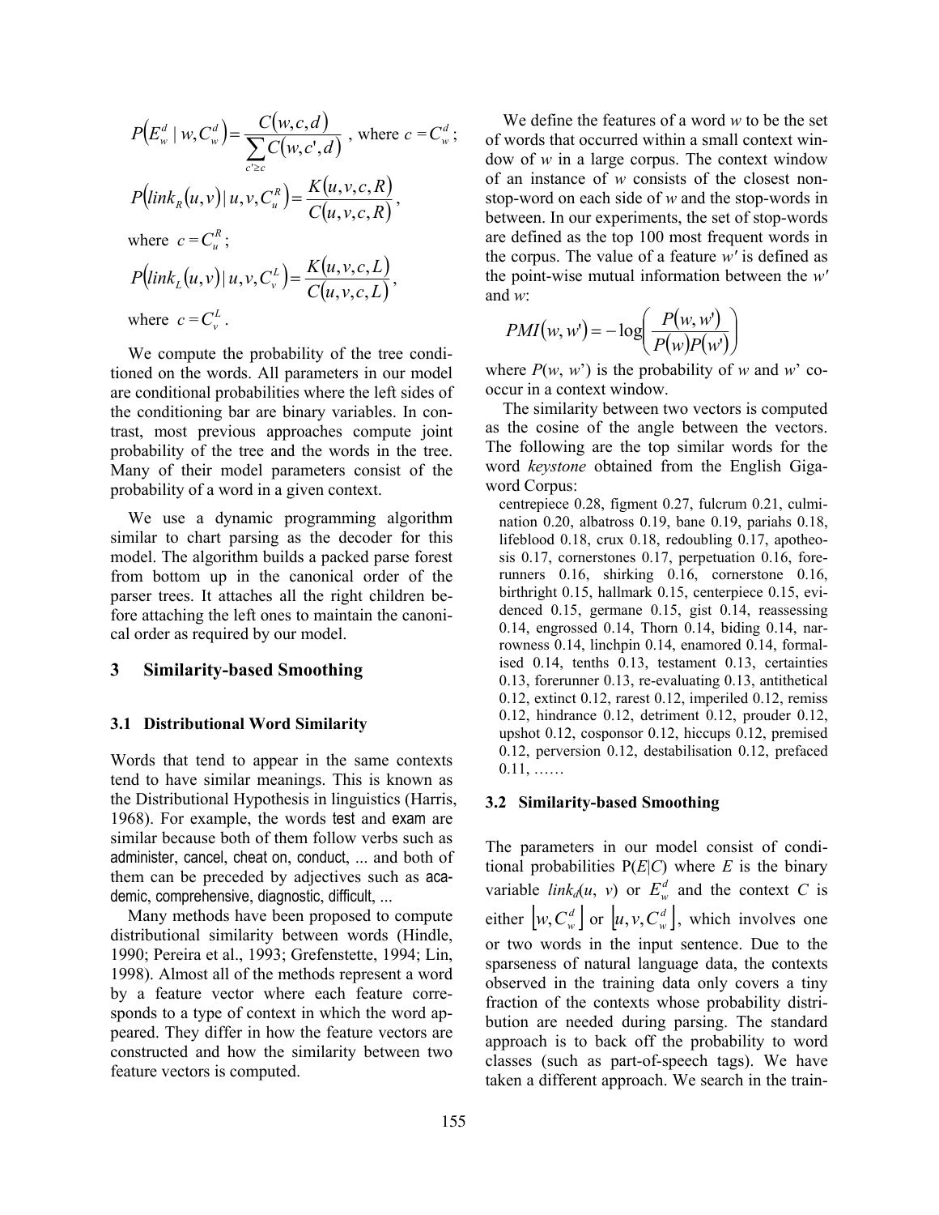$$P\left(E_w^d \mid w, C_w^d\right) = \frac{C(w,c,d)}{\sum_{c' \geq c} C(w,c',d)} \text{ , where } c = C_w^d;$$

$$P\left(link_R(u,v) \mid u,v,C_u^R\right) = \frac{K(u,v,c,R)}{C(u,v,c,R)},$$

where $c = C_u^R$;

$$P\left(link_L(u,v) \mid u,v,C_v^L\right) = \frac{K(u,v,c,L)}{C(u,v,c,L)},$$

where $c = C_v^L$.

We compute the probability of the tree conditioned on the words. All parameters in our model are conditional probabilities where the left sides of the conditioning bar are binary variables. In contrast, most previous approaches compute joint probability of the tree and the words in the tree. Many of their model parameters consist of the probability of a word in a given context.

We use a dynamic programming algorithm similar to chart parsing as the decoder for this model. The algorithm builds a packed parse forest from bottom up in the canonical order of the parser trees. It attaches all the right children before attaching the left ones to maintain the canonical order as required by our model.

## 3 Similarity-based Smoothing

### 3.1 Distributional Word Similarity

Words that tend to appear in the same contexts tend to have similar meanings. This is known as the Distributional Hypothesis in linguistics (Harris, 1968). For example, the words test and exam are similar because both of them follow verbs such as administer, cancel, cheat on, conduct, ... and both of them can be preceded by adjectives such as academic, comprehensive, diagnostic, difficult, ...

Many methods have been proposed to compute distributional similarity between words (Hindle, 1990; Pereira et al., 1993; Grefenstette, 1994; Lin, 1998). Almost all of the methods represent a word by a feature vector where each feature corresponds to a type of context in which the word appeared. They differ in how the feature vectors are constructed and how the similarity between two feature vectors is computed.

We define the features of a word *w* to be the set of words that occurred within a small context window of *w* in a large corpus. The context window of an instance of *w* consists of the closest non-stop-word on each side of *w* and the stop-words in between. In our experiments, the set of stop-words are defined as the top 100 most frequent words in the corpus. The value of a feature *w'* is defined as the point-wise mutual information between the *w'* and *w*:

$$PMI(w,w') = -\log\left(\frac{P(w,w')}{P(w)P(w')}\right)$$

where $P(w, w')$ is the probability of *w* and *w*' co-occur in a context window.

The similarity between two vectors is computed as the cosine of the angle between the vectors. The following are the top similar words for the word *keystone* obtained from the English Gigaword Corpus:

centrepiece 0.28, figment 0.27, fulcrum 0.21, culmination 0.20, albatross 0.19, bane 0.19, pariahs 0.18, lifeblood 0.18, crux 0.18, redoubling 0.17, apotheosis 0.17, cornerstones 0.17, perpetuation 0.16, forerunners 0.16, shirking 0.16, cornerstone 0.16, birthright 0.15, hallmark 0.15, centerpiece 0.15, evidenced 0.15, germane 0.15, gist 0.14, reassessing 0.14, engrossed 0.14, Thorn 0.14, biding 0.14, narrowness 0.14, linchpin 0.14, enamored 0.14, formalised 0.14, tenths 0.13, testament 0.13, certainties 0.13, forerunner 0.13, re-evaluating 0.13, antithetical 0.12, extinct 0.12, rarest 0.12, imperiled 0.12, remiss 0.12, hindrance 0.12, detriment 0.12, prouder 0.12, upshot 0.12, cosponsor 0.12, hiccups 0.12, premised 0.12, perversion 0.12, destabilisation 0.12, prefaced 0.11, ……

### 3.2 Similarity-based Smoothing

The parameters in our model consist of conditional probabilities $P(E|C)$ where $E$ is the binary variable $link_d(u, v)$ or $E_w^d$ and the context $C$ is either $\left\lfloor w, C_w^d \right\rfloor$ or $\left\lfloor u, v, C_w^d \right\rfloor$, which involves one or two words in the input sentence. Due to the sparseness of natural language data, the contexts observed in the training data only covers a tiny fraction of the contexts whose probability distribution are needed during parsing. The standard approach is to back off the probability to word classes (such as part-of-speech tags). We have taken a different approach. We search in the train-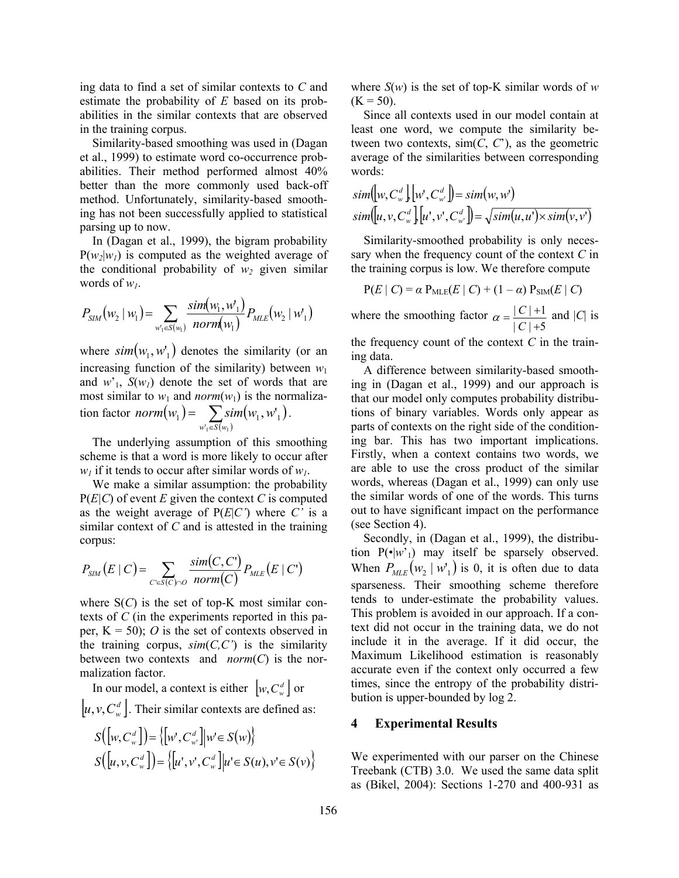ing data to find a set of similar contexts to C and estimate the probability of E based on its probabilities in the similar contexts that are observed in the training corpus.

Similarity-based smoothing was used in (Dagan et al., 1999) to estimate word co-occurrence probabilities. Their method performed almost 40% better than the more commonly used back-off method. Unfortunately, similarity-based smoothing has not been successfully applied to statistical parsing up to now.

In (Dagan et al., 1999), the bigram probability $P(w_2|w_1)$ is computed as the weighted average of the conditional probability of $w_2$ given similar words of $w_1$.

$$P_{SIM}(w_2 \mid w_1) = \sum_{w'_1 \in S(w_1)} \frac{sim(w_1, w'_1)}{norm(w_1)} P_{MLE}(w_2 \mid w'_1)$$

where $sim(w_1, w'_1)$ denotes the similarity (or an increasing function of the similarity) between $w_1$ and $w'_1$, $S(w_1)$ denote the set of words that are most similar to $w_1$ and $norm(w_1)$ is the normalization factor $norm(w_1) = \sum_{w'_1 \in S(w_1)} sim(w_1, w'_1)$.

The underlying assumption of this smoothing scheme is that a word is more likely to occur after $w_1$ if it tends to occur after similar words of $w_1$.

We make a similar assumption: the probability $P(E|C)$ of event $E$ given the context $C$ is computed as the weight average of $P(E|C')$ where $C'$ is a similar context of $C$ and is attested in the training corpus:

$$P_{SIM}(E \mid C) = \sum_{C' \in S(C) \cap O} \frac{sim(C, C')}{norm(C)} P_{MLE}(E \mid C')$$

where S(C) is the set of top-K most similar contexts of C (in the experiments reported in this paper, K = 50); O is the set of contexts observed in the training corpus, $sim(C,C')$ is the similarity between two contexts and $norm(C)$ is the normalization factor.

In our model, a context is either $[w, C_w^d]$ or $[u, v, C_w^d]$. Their similar contexts are defined as:

$$S([w, C_w^d]) = \{[w', C_{w'}^d] \mid w' \in S(w)\}$$
$$S([u, v, C_w^d]) = \{[u', v', C_w^d] \mid u' \in S(u), v' \in S(v)\}$$

where $S(w)$ is the set of top-K similar words of $w$ (K = 50).

Since all contexts used in our model contain at least one word, we compute the similarity between two contexts, sim(C, C'), as the geometric average of the similarities between corresponding words:

$$sim([w, C_w^d], [w', C_{w'}^d]) = sim(w, w')$$
$$sim([u, v, C_w^d], [u', v', C_{w'}^d]) = \sqrt{sim(u, u') \times sim(v, v')}$$

Similarity-smoothed probability is only necessary when the frequency count of the context C in the training corpus is low. We therefore compute

$$P(E \mid C) = \alpha\, P_{MLE}(E \mid C) + (1 - \alpha)\, P_{SIM}(E \mid C)$$

where the smoothing factor $\alpha = \frac{|C|+1}{|C|+5}$ and $|C|$ is the frequency count of the context C in the training data.

A difference between similarity-based smoothing in (Dagan et al., 1999) and our approach is that our model only computes probability distributions of binary variables. Words only appear as parts of contexts on the right side of the conditioning bar. This has two important implications. Firstly, when a context contains two words, we are able to use the cross product of the similar words, whereas (Dagan et al., 1999) can only use the similar words of one of the words. This turns out to have significant impact on the performance (see Section 4).

Secondly, in (Dagan et al., 1999), the distribution $P(\bullet|w'_1)$ may itself be sparsely observed. When $P_{MLE}(w_2 \mid w'_1)$ is 0, it is often due to data sparseness. Their smoothing scheme therefore tends to under-estimate the probability values. This problem is avoided in our approach. If a context did not occur in the training data, we do not include it in the average. If it did occur, the Maximum Likelihood estimation is reasonably accurate even if the context only occurred a few times, since the entropy of the probability distribution is upper-bounded by log 2.

## 4 Experimental Results

We experimented with our parser on the Chinese Treebank (CTB) 3.0. We used the same data split as (Bikel, 2004): Sections 1-270 and 400-931 as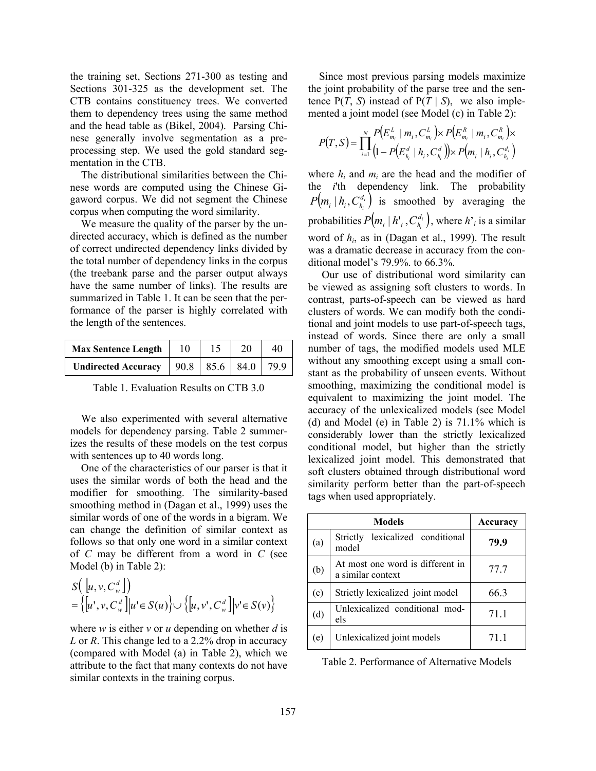the training set, Sections 271-300 as testing and Sections 301-325 as the development set. The CTB contains constituency trees. We converted them to dependency trees using the same method and the head table as (Bikel, 2004). Parsing Chinese generally involve segmentation as a preprocessing step. We used the gold standard segmentation in the CTB.

The distributional similarities between the Chinese words are computed using the Chinese Gigaword corpus. We did not segment the Chinese corpus when computing the word similarity.

We measure the quality of the parser by the undirected accuracy, which is defined as the number of correct undirected dependency links divided by the total number of dependency links in the corpus (the treebank parse and the parser output always have the same number of links). The results are summarized in Table 1. It can be seen that the performance of the parser is highly correlated with the length of the sentences.

| Max Sentence Length | 10 | 15 | 20 | 40 |
|---|---|---|---|---|
| Undirected Accuracy | 90.8 | 85.6 | 84.0 | 79.9 |

Table 1. Evaluation Results on CTB 3.0

We also experimented with several alternative models for dependency parsing. Table 2 summerizes the results of these models on the test corpus with sentences up to 40 words long.

One of the characteristics of our parser is that it uses the similar words of both the head and the modifier for smoothing. The similarity-based smoothing method in (Dagan et al., 1999) uses the similar words of one of the words in a bigram. We can change the definition of similar context as follows so that only one word in a similar context of $C$ may be different from a word in $C$ (see Model (b) in Table 2):

$$S\left(\left[u, v, C_w^d\right]\right) = \left\{\left[u', v, C_w^d\right] \middle| u' \in S(u)\right\} \cup \left\{\left[u, v', C_w^d\right] \middle| v' \in S(v)\right\}$$

where $w$ is either $v$ or $u$ depending on whether $d$ is $L$ or $R$. This change led to a 2.2% drop in accuracy (compared with Model (a) in Table 2), which we attribute to the fact that many contexts do not have similar contexts in the training corpus.

Since most previous parsing models maximize the joint probability of the parse tree and the sentence P($T$, $S$) instead of P($T$ | $S$), we also implemented a joint model (see Model (c) in Table 2):

$$P(T,S) = \prod_{i=1}^{N} \begin{pmatrix} P\left(E_{m_i}^L \mid m_i, C_{m_i}^L\right) \times P\left(E_{m_i}^R \mid m_i, C_{m_i}^R\right) \times \\ \left(1 - P\left(E_{h_i}^d \mid h_i, C_{h_i}^d\right)\right) \times P\left(m_i \mid h_i, C_{h_i}^{d_i}\right) \end{pmatrix}$$

where $h_i$ and $m_i$ are the head and the modifier of the $i$'th dependency link. The probability $P\left(m_i \mid h_i, C_{h_i}^{d_i}\right)$ is smoothed by averaging the probabilities $P\left(m_i \mid h'_i, C_{h_i}^{d_i}\right)$, where $h'_i$ is a similar word of $h_i$, as in (Dagan et al., 1999). The result was a dramatic decrease in accuracy from the conditional model's 79.9%. to 66.3%.

Our use of distributional word similarity can be viewed as assigning soft clusters to words. In contrast, parts-of-speech can be viewed as hard clusters of words. We can modify both the conditional and joint models to use part-of-speech tags, instead of words. Since there are only a small number of tags, the modified models used MLE without any smoothing except using a small constant as the probability of unseen events. Without smoothing, maximizing the conditional model is equivalent to maximizing the joint model. The accuracy of the unlexicalized models (see Model (d) and Model (e) in Table 2) is 71.1% which is considerably lower than the strictly lexicalized conditional model, but higher than the strictly lexicalized joint model. This demonstrated that soft clusters obtained through distributional word similarity perform better than the part-of-speech tags when used appropriately.

| Models | | Accuracy |
|---|---|---|
| (a) | Strictly lexicalized conditional model | **79.9** |
| (b) | At most one word is different in a similar context | 77.7 |
| (c) | Strictly lexicalized joint model | 66.3 |
| (d) | Unlexicalized conditional models | 71.1 |
| (e) | Unlexicalized joint models | 71.1 |

Table 2. Performance of Alternative Models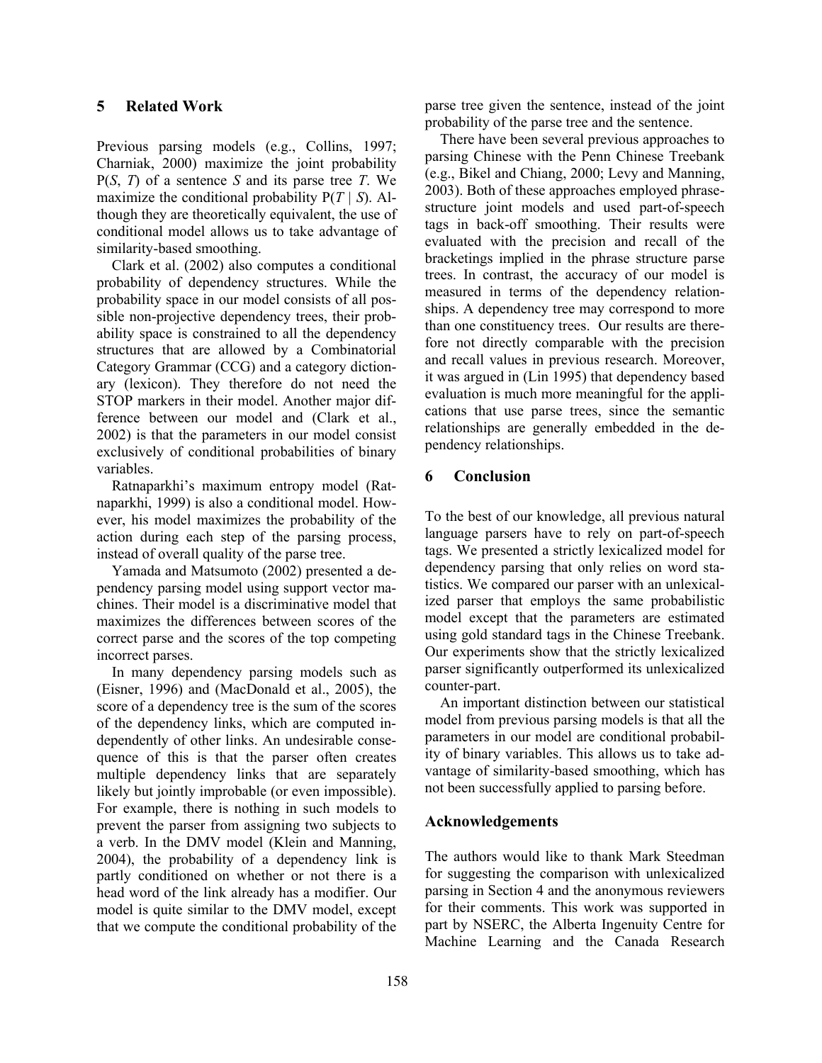## 5 Related Work

Previous parsing models (e.g., Collins, 1997; Charniak, 2000) maximize the joint probability P(*S*, *T*) of a sentence *S* and its parse tree *T*. We maximize the conditional probability P(*T* | *S*). Although they are theoretically equivalent, the use of conditional model allows us to take advantage of similarity-based smoothing.

Clark et al. (2002) also computes a conditional probability of dependency structures. While the probability space in our model consists of all possible non-projective dependency trees, their probability space is constrained to all the dependency structures that are allowed by a Combinatorial Category Grammar (CCG) and a category dictionary (lexicon). They therefore do not need the STOP markers in their model. Another major difference between our model and (Clark et al., 2002) is that the parameters in our model consist exclusively of conditional probabilities of binary variables.

Ratnaparkhi's maximum entropy model (Ratnaparkhi, 1999) is also a conditional model. However, his model maximizes the probability of the action during each step of the parsing process, instead of overall quality of the parse tree.

Yamada and Matsumoto (2002) presented a dependency parsing model using support vector machines. Their model is a discriminative model that maximizes the differences between scores of the correct parse and the scores of the top competing incorrect parses.

In many dependency parsing models such as (Eisner, 1996) and (MacDonald et al., 2005), the score of a dependency tree is the sum of the scores of the dependency links, which are computed independently of other links. An undesirable consequence of this is that the parser often creates multiple dependency links that are separately likely but jointly improbable (or even impossible). For example, there is nothing in such models to prevent the parser from assigning two subjects to a verb. In the DMV model (Klein and Manning, 2004), the probability of a dependency link is partly conditioned on whether or not there is a head word of the link already has a modifier. Our model is quite similar to the DMV model, except that we compute the conditional probability of the parse tree given the sentence, instead of the joint probability of the parse tree and the sentence.

There have been several previous approaches to parsing Chinese with the Penn Chinese Treebank (e.g., Bikel and Chiang, 2000; Levy and Manning, 2003). Both of these approaches employed phrase-structure joint models and used part-of-speech tags in back-off smoothing. Their results were evaluated with the precision and recall of the bracketings implied in the phrase structure parse trees. In contrast, the accuracy of our model is measured in terms of the dependency relationships. A dependency tree may correspond to more than one constituency trees. Our results are therefore not directly comparable with the precision and recall values in previous research. Moreover, it was argued in (Lin 1995) that dependency based evaluation is much more meaningful for the applications that use parse trees, since the semantic relationships are generally embedded in the dependency relationships.

## 6 Conclusion

To the best of our knowledge, all previous natural language parsers have to rely on part-of-speech tags. We presented a strictly lexicalized model for dependency parsing that only relies on word statistics. We compared our parser with an unlexicalized parser that employs the same probabilistic model except that the parameters are estimated using gold standard tags in the Chinese Treebank. Our experiments show that the strictly lexicalized parser significantly outperformed its unlexicalized counter-part.

An important distinction between our statistical model from previous parsing models is that all the parameters in our model are conditional probability of binary variables. This allows us to take advantage of similarity-based smoothing, which has not been successfully applied to parsing before.

## Acknowledgements

The authors would like to thank Mark Steedman for suggesting the comparison with unlexicalized parsing in Section 4 and the anonymous reviewers for their comments. This work was supported in part by NSERC, the Alberta Ingenuity Centre for Machine Learning and the Canada Research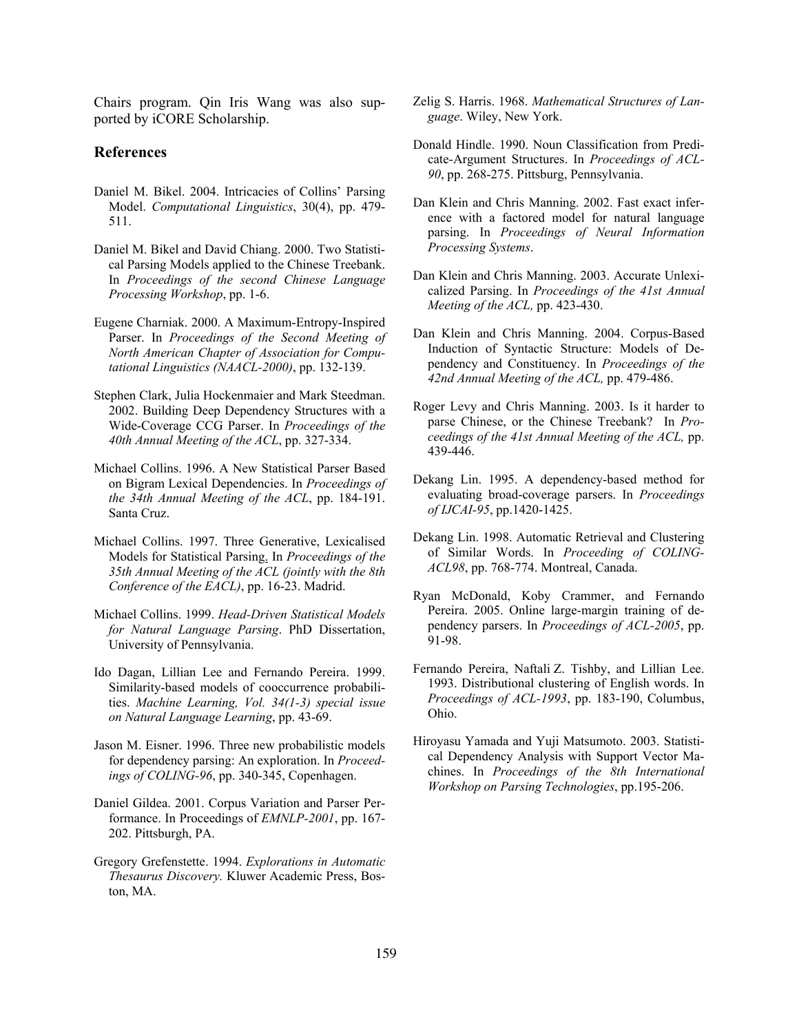Chairs program. Qin Iris Wang was also supported by iCORE Scholarship.

## References

Daniel M. Bikel. 2004. Intricacies of Collins' Parsing Model. *Computational Linguistics*, 30(4), pp. 479-511.

Daniel M. Bikel and David Chiang. 2000. Two Statistical Parsing Models applied to the Chinese Treebank. In *Proceedings of the second Chinese Language Processing Workshop*, pp. 1-6.

Eugene Charniak. 2000. A Maximum-Entropy-Inspired Parser. In *Proceedings of the Second Meeting of North American Chapter of Association for Computational Linguistics (NAACL-2000)*, pp. 132-139.

Stephen Clark, Julia Hockenmaier and Mark Steedman. 2002. Building Deep Dependency Structures with a Wide-Coverage CCG Parser. In *Proceedings of the 40th Annual Meeting of the ACL*, pp. 327-334.

Michael Collins. 1996. A New Statistical Parser Based on Bigram Lexical Dependencies. In *Proceedings of the 34th Annual Meeting of the ACL*, pp. 184-191. Santa Cruz.

Michael Collins. 1997. Three Generative, Lexicalised Models for Statistical Parsing. In *Proceedings of the 35th Annual Meeting of the ACL (jointly with the 8th Conference of the EACL)*, pp. 16-23. Madrid.

Michael Collins. 1999. *Head-Driven Statistical Models for Natural Language Parsing*. PhD Dissertation, University of Pennsylvania.

Ido Dagan, Lillian Lee and Fernando Pereira. 1999. Similarity-based models of cooccurrence probabilities. *Machine Learning, Vol. 34(1-3) special issue on Natural Language Learning*, pp. 43-69.

Jason M. Eisner. 1996. Three new probabilistic models for dependency parsing: An exploration. In *Proceedings of COLING-96*, pp. 340-345, Copenhagen.

Daniel Gildea. 2001. Corpus Variation and Parser Performance. In Proceedings of *EMNLP-2001*, pp. 167-202. Pittsburgh, PA.

Gregory Grefenstette. 1994. *Explorations in Automatic Thesaurus Discovery.* Kluwer Academic Press, Boston, MA.

Zelig S. Harris. 1968. *Mathematical Structures of Language*. Wiley, New York.

Donald Hindle. 1990. Noun Classification from Predicate-Argument Structures. In *Proceedings of ACL-90*, pp. 268-275. Pittsburg, Pennsylvania.

Dan Klein and Chris Manning. 2002. Fast exact inference with a factored model for natural language parsing. In *Proceedings of Neural Information Processing Systems*.

Dan Klein and Chris Manning. 2003. Accurate Unlexicalized Parsing. In *Proceedings of the 41st Annual Meeting of the ACL,* pp. 423-430.

Dan Klein and Chris Manning. 2004. Corpus-Based Induction of Syntactic Structure: Models of Dependency and Constituency. In *Proceedings of the 42nd Annual Meeting of the ACL,* pp. 479-486.

Roger Levy and Chris Manning. 2003. Is it harder to parse Chinese, or the Chinese Treebank? In *Proceedings of the 41st Annual Meeting of the ACL,* pp. 439-446.

Dekang Lin. 1995. A dependency-based method for evaluating broad-coverage parsers. In *Proceedings of IJCAI-95*, pp.1420-1425.

Dekang Lin. 1998. Automatic Retrieval and Clustering of Similar Words. In *Proceeding of COLING-ACL98*, pp. 768-774. Montreal, Canada.

Ryan McDonald, Koby Crammer, and Fernando Pereira. 2005. Online large-margin training of dependency parsers. In *Proceedings of ACL-2005*, pp. 91-98.

Fernando Pereira, Naftali Z. Tishby, and Lillian Lee. 1993. Distributional clustering of English words. In *Proceedings of ACL-1993*, pp. 183-190, Columbus, Ohio.

Hiroyasu Yamada and Yuji Matsumoto. 2003. Statistical Dependency Analysis with Support Vector Machines. In *Proceedings of the 8th International Workshop on Parsing Technologies*, pp.195-206.